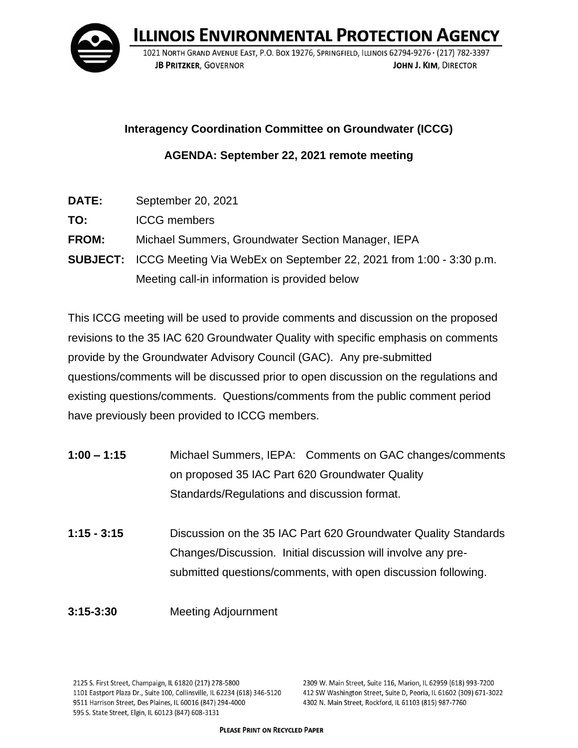# ILLINOIS ENVIRONMENTAL PROTECTION AGENCY

1021 NORTH GRAND AVENUE EAST, P.O. BOX 19276, SPRINGFIELD, ILLINOIS 62794-9276 • (217) 782-3397

**JB PRITZKER**, GOVERNOR    **JOHN J. KIM**, DIRECTOR

## Interagency Coordination Committee on Groundwater (ICCG)

## AGENDA: September 22, 2021 remote meeting

**DATE:** September 20, 2021

**TO:** ICCG members

**FROM:** Michael Summers, Groundwater Section Manager, IEPA

**SUBJECT:** ICCG Meeting Via WebEx on September 22, 2021 from 1:00 - 3:30 p.m. Meeting call-in information is provided below

This ICCG meeting will be used to provide comments and discussion on the proposed revisions to the 35 IAC 620 Groundwater Quality with specific emphasis on comments provide by the Groundwater Advisory Council (GAC). Any pre-submitted questions/comments will be discussed prior to open discussion on the regulations and existing questions/comments. Questions/comments from the public comment period have previously been provided to ICCG members.

**1:00 – 1:15** Michael Summers, IEPA: Comments on GAC changes/comments on proposed 35 IAC Part 620 Groundwater Quality Standards/Regulations and discussion format.

**1:15 - 3:15** Discussion on the 35 IAC Part 620 Groundwater Quality Standards Changes/Discussion. Initial discussion will involve any pre-submitted questions/comments, with open discussion following.

**3:15-3:30** Meeting Adjournment

2125 S. First Street, Champaign, IL 61820 (217) 278-5800
1101 Eastport Plaza Dr., Suite 100, Collinsville, IL 62234 (618) 346-5120
9511 Harrison Street, Des Plaines, IL 60016 (847) 294-4000
595 S. State Street, Elgin, IL 60123 (847) 608-3131
2309 W. Main Street, Suite 116, Marion, IL 62959 (618) 993-7200
412 SW Washington Street, Suite D, Peoria, IL 61602 (309) 671-3022
4302 N. Main Street, Rockford, IL 61103 (815) 987-7760

PLEASE PRINT ON RECYCLED PAPER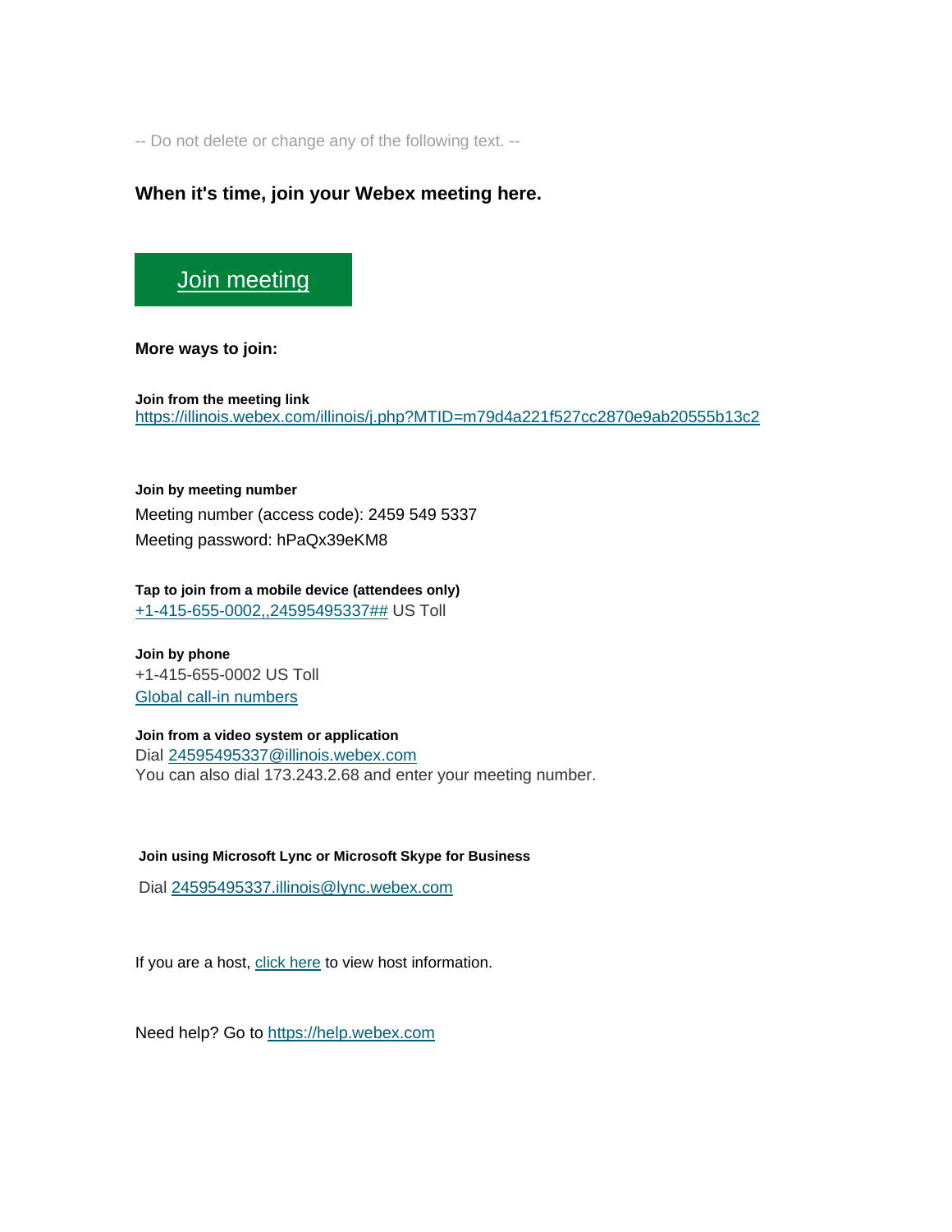-- Do not delete or change any of the following text. --

**When it's time, join your Webex meeting here.**

[Join meeting]

**More ways to join:**

**Join from the meeting link**
https://illinois.webex.com/illinois/j.php?MTID=m79d4a221f527cc2870e9ab20555b13c2

**Join by meeting number**
Meeting number (access code): 2459 549 5337
Meeting password: hPaQx39eKM8

**Tap to join from a mobile device (attendees only)**
+1-415-655-0002,,24595495337## US Toll

**Join by phone**
+1-415-655-0002 US Toll
Global call-in numbers

**Join from a video system or application**
Dial 24595495337@illinois.webex.com
You can also dial 173.243.2.68 and enter your meeting number.

**Join using Microsoft Lync or Microsoft Skype for Business**

Dial 24595495337.illinois@lync.webex.com

If you are a host, click here to view host information.

Need help? Go to https://help.webex.com